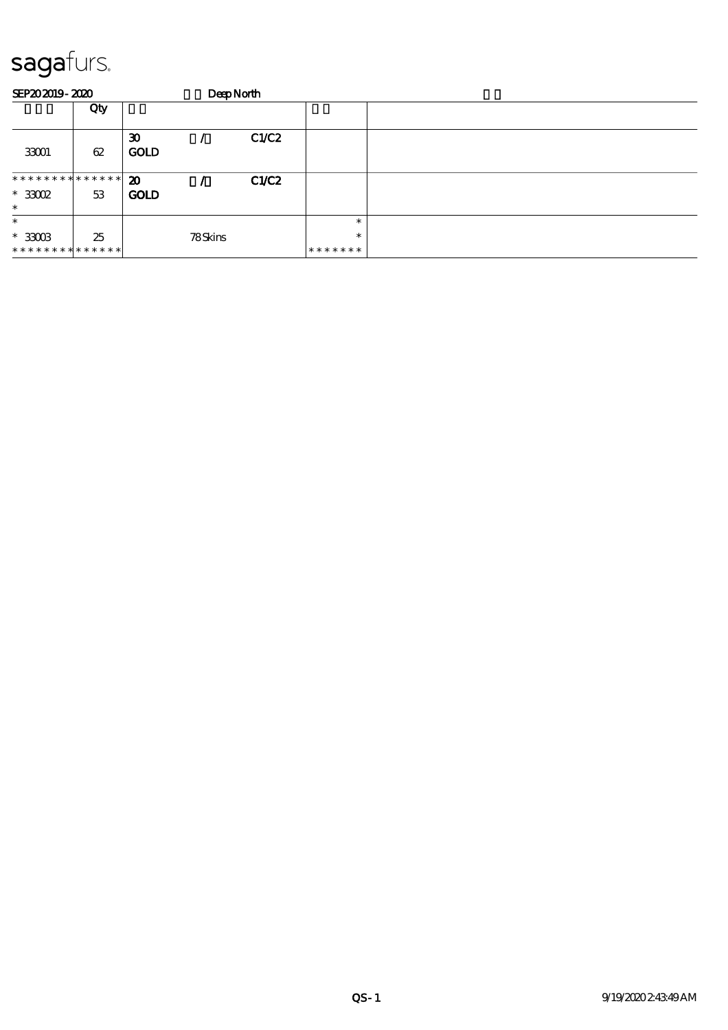# sagafurs.

SEP20 2019 - 2020 Deep North

| | Qty | | | | | |
|---|---|---|---|---|---|---|
| 33001 | 62 | 30<br>GOLD | / | C1/C2 | | |
| * * * * * * * * * * * * * *<br>* 33002<br>* | 53 | 20<br>GOLD | / | C1/C2 | | |
| *<br>* 33003<br>* * * * * * * * * * * * * * | 25 | | 78 Skins | | *<br>*<br>* * * * * * * | |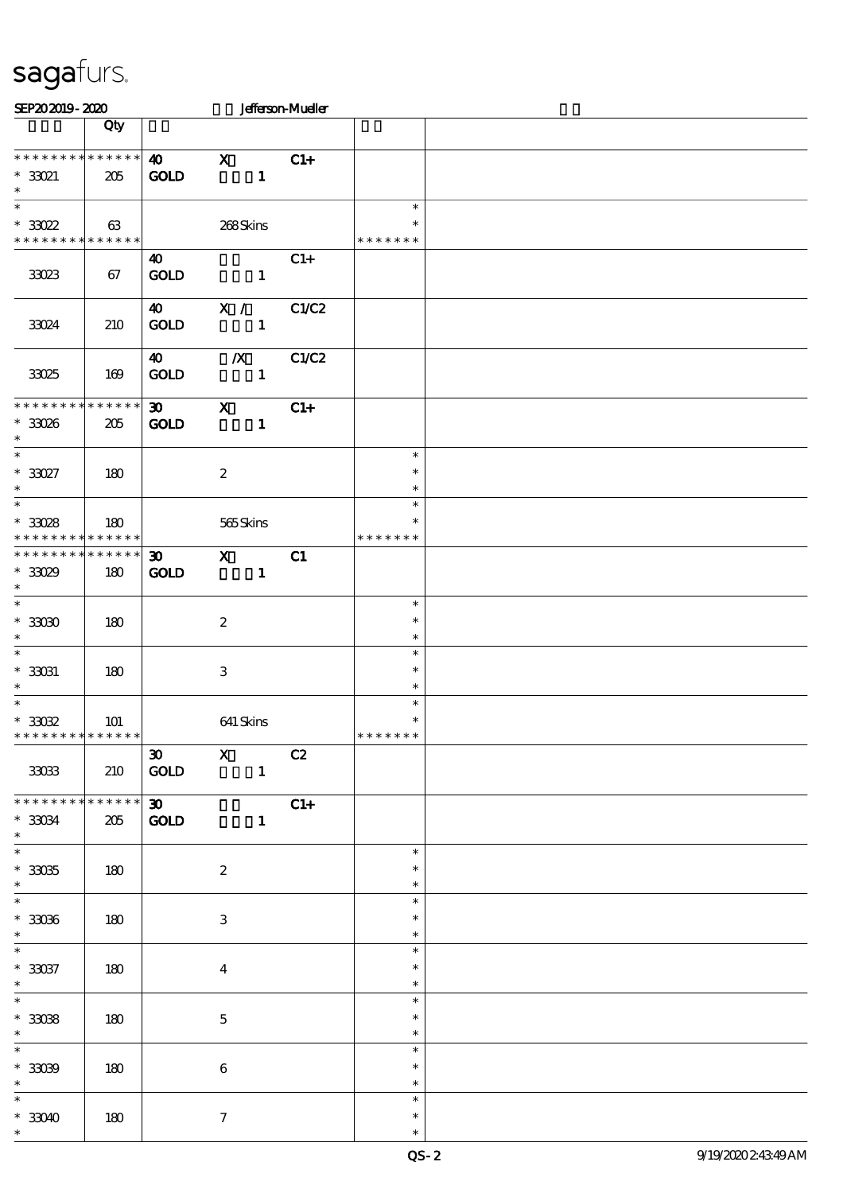# sagafurs.

SEP20 2019 - 2020 Jefferson-Mueller

| | Qty | | | | | |
|---|---|---|---|---|---|---|
| * * * * * * * * * * * * * * <br>* 33021<br>* | 205 | 40<br>GOLD | X<br>1 | C1+ | | |
| *<br>* 33022<br>* * * * * * * * * * * * * * | 63 | | 268 Skins | | *<br>*<br>* * * * * * * | |
| 33023 | 67 | 40<br>GOLD | 1 | C1+ | | |
| 33024 | 210 | 40<br>GOLD | X /<br>1 | C1/C2 | | |
| 33025 | 169 | 40<br>GOLD | /X<br>1 | C1/C2 | | |
| * * * * * * * * * * * * * * <br>* 33026<br>* | 205 | 30<br>GOLD | X<br>1 | C1+ | | |
| *<br>* 33027<br>* | 180 | | 2 | | *<br>*<br>* | |
| *<br>* 33028<br>* * * * * * * * * * * * * * | 180 | | 565 Skins | | *<br>*<br>* * * * * * * | |
| * * * * * * * * * * * * * * <br>* 33029<br>* | 180 | 30<br>GOLD | X<br>1 | C1 | | |
| *<br>* 33030<br>* | 180 | | 2 | | *<br>*<br>* | |
| *<br>* 33031<br>* | 180 | | 3 | | *<br>*<br>* | |
| *<br>* 33032<br>* * * * * * * * * * * * * * | 101 | | 641 Skins | | *<br>*<br>* * * * * * * | |
| 33033 | 210 | 30<br>GOLD | X<br>1 | C2 | | |
| * * * * * * * * * * * * * * <br>* 33034<br>* | 205 | 30<br>GOLD | 1 | C1+ | | |
| *<br>* 33035<br>* | 180 | | 2 | | *<br>*<br>* | |
| *<br>* 33036<br>* | 180 | | 3 | | *<br>*<br>* | |
| *<br>* 33037<br>* | 180 | | 4 | | *<br>*<br>* | |
| *<br>* 33038<br>* | 180 | | 5 | | *<br>*<br>* | |
| *<br>* 33039<br>* | 180 | | 6 | | *<br>*<br>* | |
| *<br>* 33040<br>* | 180 | | 7 | | *<br>*<br>* | |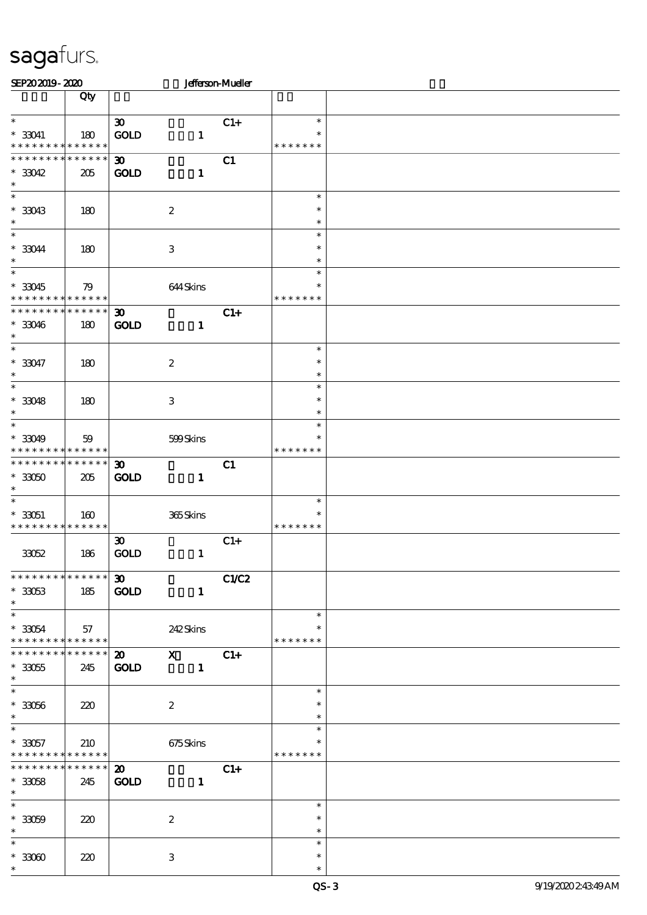# sagafurs.

SEP20 2019 - 2020 Jefferson-Mueller

| | Qty | | | | | |
|---|---|---|---|---|---|---|
| * <br> * 33041 <br> * * * * * * * * * * * * * * | 180 | 30 <br> GOLD | 1 | C1+ | * <br> * <br> * * * * * * * | |
| * * * * * * * * * * * * * * <br> * 33042 <br> * | 205 | 30 <br> GOLD | 1 | C1 | | |
| * <br> * 33043 <br> * | 180 | | 2 | | * <br> * <br> * | |
| * <br> * 33044 <br> * | 180 | | 3 | | * <br> * <br> * | |
| * <br> * 33045 <br> * * * * * * * * * * * * * * | 79 | | 644 Skins | | * <br> * <br> * * * * * * * | |
| * * * * * * * * * * * * * * <br> * 33046 <br> * | 180 | 30 <br> GOLD | 1 | C1+ | | |
| * <br> * 33047 <br> * | 180 | | 2 | | * <br> * <br> * | |
| * <br> * 33048 <br> * | 180 | | 3 | | * <br> * <br> * | |
| * <br> * 33049 <br> * * * * * * * * * * * * * * | 59 | | 599 Skins | | * <br> * <br> * * * * * * * | |
| * * * * * * * * * * * * * * <br> * 33050 <br> * | 205 | 30 <br> GOLD | 1 | C1 | | |
| * <br> * 33051 <br> * * * * * * * * * * * * * * | 160 | | 365 Skins | | * <br> * <br> * * * * * * * | |
| 33052 | 186 | 30 <br> GOLD | 1 | C1+ | | |
| * * * * * * * * * * * * * * <br> * 33053 <br> * | 185 | 30 <br> GOLD | 1 | C1/C2 | | |
| * <br> * 33054 <br> * * * * * * * * * * * * * * | 57 | | 242 Skins | | * <br> * <br> * * * * * * * | |
| * * * * * * * * * * * * * * <br> * 33055 <br> * | 245 | 20 <br> GOLD | X <br> 1 | C1+ | | |
| * <br> * 33056 <br> * | 220 | | 2 | | * <br> * <br> * | |
| * <br> * 33057 <br> * * * * * * * * * * * * * * | 210 | | 675 Skins | | * <br> * <br> * * * * * * * | |
| * * * * * * * * * * * * * * <br> * 33058 <br> * | 245 | 20 <br> GOLD | 1 | C1+ | | |
| * <br> * 33059 <br> * | 220 | | 2 | | * <br> * <br> * | |
| * <br> * 33060 <br> * | 220 | | 3 | | * <br> * <br> * | |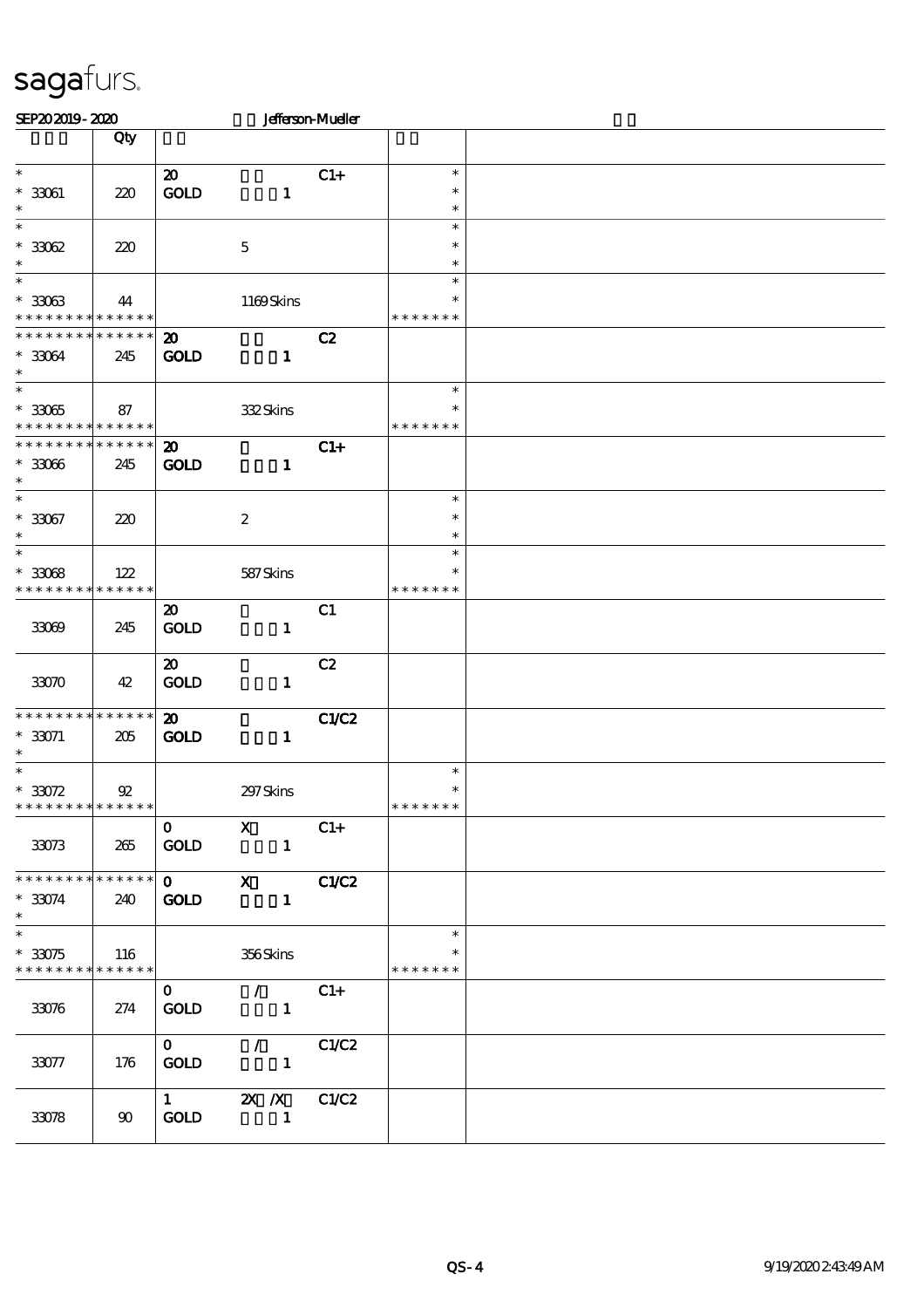sagafurs.

SEP20 2019 - 2020 Jefferson-Mueller

| | Qty | | | |
|---|---|---|---|---|
| * <br> * 33061 <br> * | 220 | 20 <br> GOLD 1 | C1+ | * <br> * <br> * |
| * <br> * 33062 <br> * | 220 | 5 | | * <br> * <br> * |
| * <br> * 33063 <br> * * * * * * * * * * * * * * | 44 | 1169 Skins | | * <br> * <br> * * * * * * * |
| * * * * * * * * * * * * * * <br> * 33064 <br> * | 245 | 20 <br> GOLD 1 | C2 | |
| * <br> * 33065 <br> * * * * * * * * * * * * * * | 87 | 332 Skins | | * <br> * <br> * * * * * * * |
| * * * * * * * * * * * * * * <br> * 33066 <br> * | 245 | 20 <br> GOLD 1 | C1+ | |
| * <br> * 33067 <br> * | 220 | 2 | | * <br> * <br> * |
| * <br> * 33068 <br> * * * * * * * * * * * * * * | 122 | 587 Skins | | * <br> * <br> * * * * * * * |
| 33069 | 245 | 20 <br> GOLD 1 | C1 | |
| 33070 | 42 | 20 <br> GOLD 1 | C2 | |
| * * * * * * * * * * * * * * <br> * 33071 <br> * | 205 | 20 <br> GOLD 1 | C1/C2 | |
| * <br> * 33072 <br> * * * * * * * * * * * * * * | 92 | 297 Skins | | * <br> * <br> * * * * * * * |
| 33073 | 265 | 0 X <br> GOLD 1 | C1+ | |
| * * * * * * * * * * * * * * <br> * 33074 <br> * | 240 | 0 X <br> GOLD 1 | C1/C2 | |
| * <br> * 33075 <br> * * * * * * * * * * * * * * | 116 | 356 Skins | | * <br> * <br> * * * * * * * |
| 33076 | 274 | 0 / <br> GOLD 1 | C1+ | |
| 33077 | 176 | 0 / <br> GOLD 1 | C1/C2 | |
| 33078 | 90 | 1 2X /X <br> GOLD 1 | C1/C2 | |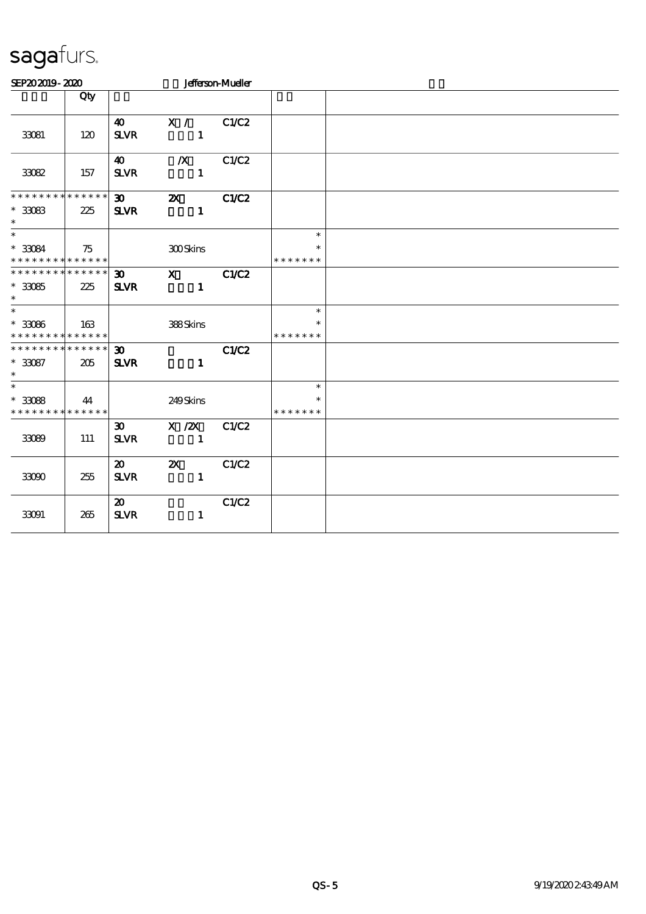# sagafurs.

SEP202019 - 2020 Jefferson-Mueller

| | Qty | | | | | |
|---|---|---|---|---|---|---|
| 33081 | 120 | 40 SLVR | X / 1 | C1/C2 | | |
| 33082 | 157 | 40 SLVR | /X 1 | C1/C2 | | |
| * * * * * * * * * * * * * * * 33083 * | 225 | 30 SLVR | 2X 1 | C1/C2 | | |
| * * 33084 * * * * * * * * * * * * * * | 75 | | 300 Skins | | * * * * * * * * * | |
| * * * * * * * * * * * * * * * 33085 * | 225 | 30 SLVR | X 1 | C1/C2 | | |
| * * 33086 * * * * * * * * * * * * * * | 163 | | 388 Skins | | * * * * * * * * * | |
| * * * * * * * * * * * * * * * 33087 * | 205 | 30 SLVR | 1 | C1/C2 | | |
| * * 33088 * * * * * * * * * * * * * * | 44 | | 249 Skins | | * * * * * * * * * | |
| 33089 | 111 | 30 SLVR | X /2X 1 | C1/C2 | | |
| 33090 | 255 | 20 SLVR | 2X 1 | C1/C2 | | |
| 33091 | 265 | 20 SLVR | 1 | C1/C2 | | |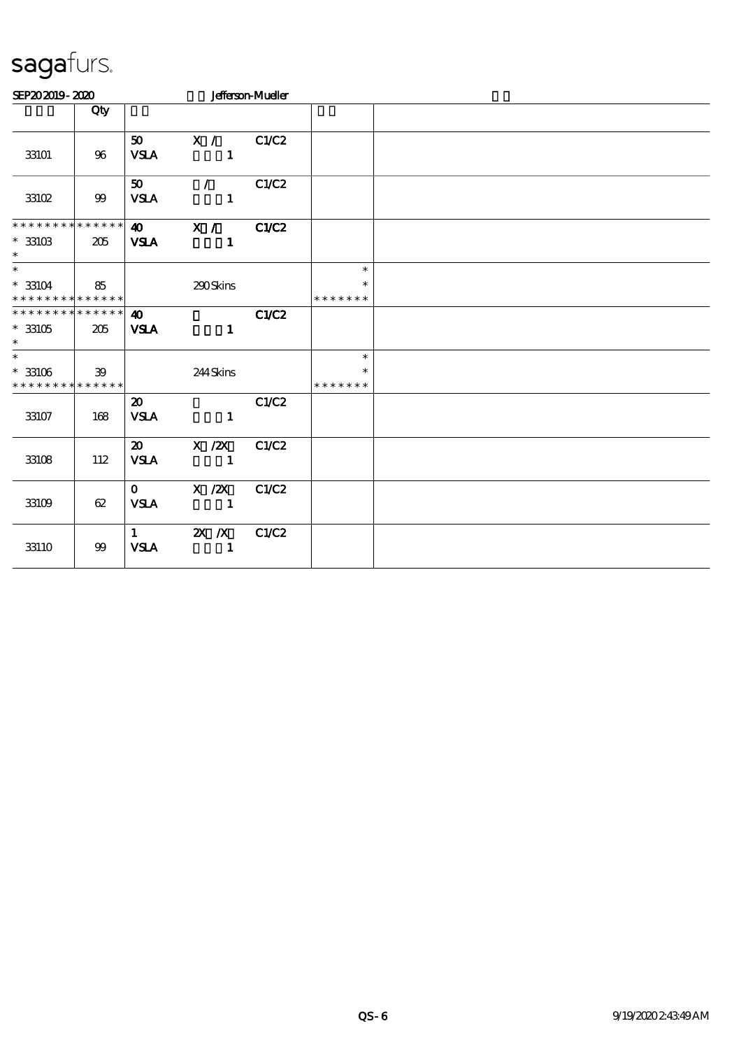sagafurs.

SEP20 2019 - 2020 Jefferson-Mueller

| | Qty | | | | | |
|---|---|---|---|---|---|---|
| 33101 | 96 | 50 VSLA | X / 1 | C1/C2 | | |
| 33102 | 99 | 50 VSLA | / 1 | C1/C2 | | |
| * * * * * * * * * * * * * * 33103 * | 205 | 40 VSLA | X / 1 | C1/C2 | | |
| * 33104 * * * * * * * * * * * * * * | 85 | | 290 Skins | | * * * * * * * * * | |
| * * * * * * * * * * * * * * 33105 * | 205 | 40 VSLA | 1 | C1/C2 | | |
| * 33106 * * * * * * * * * * * * * * | 39 | | 244 Skins | | * * * * * * * * * | |
| 33107 | 168 | 20 VSLA | 1 | C1/C2 | | |
| 33108 | 112 | 20 VSLA | X /2X 1 | C1/C2 | | |
| 33109 | 62 | 0 VSLA | X /2X 1 | C1/C2 | | |
| 33110 | 99 | 1 VSLA | 2X /X 1 | C1/C2 | | |

QS-6 9/19/2020 2:43:49 AM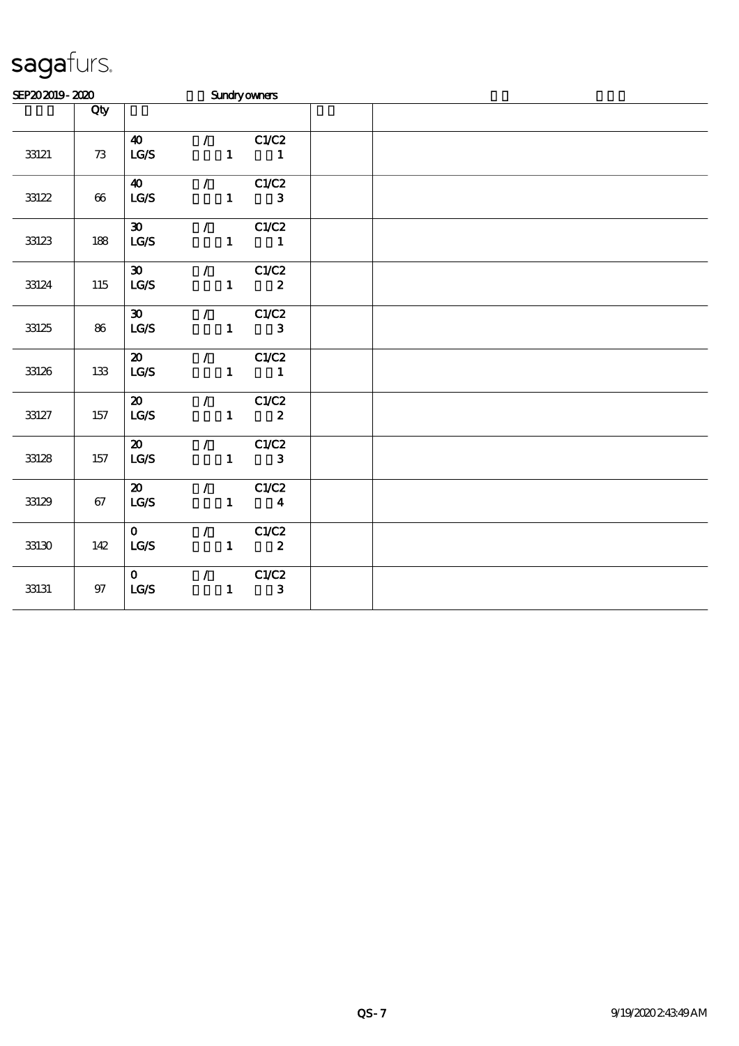sagafurs.

SEP20 2019 - 2020 Sundry owners

| | Qty | | | |
|---|---|---|---|---|
| 33121 | 73 | 40 / C1/C2<br>LG/S 1 1 | | |
| 33122 | 66 | 40 / C1/C2<br>LG/S 1 3 | | |
| 33123 | 188 | 30 / C1/C2<br>LG/S 1 1 | | |
| 33124 | 115 | 30 / C1/C2<br>LG/S 1 2 | | |
| 33125 | 86 | 30 / C1/C2<br>LG/S 1 3 | | |
| 33126 | 133 | 20 / C1/C2<br>LG/S 1 1 | | |
| 33127 | 157 | 20 / C1/C2<br>LG/S 1 2 | | |
| 33128 | 157 | 20 / C1/C2<br>LG/S 1 3 | | |
| 33129 | 67 | 20 / C1/C2<br>LG/S 1 4 | | |
| 33130 | 142 | 0 / C1/C2<br>LG/S 1 2 | | |
| 33131 | 97 | 0 / C1/C2<br>LG/S 1 3 | | |

QS-7 9/19/2020 2:43:49 AM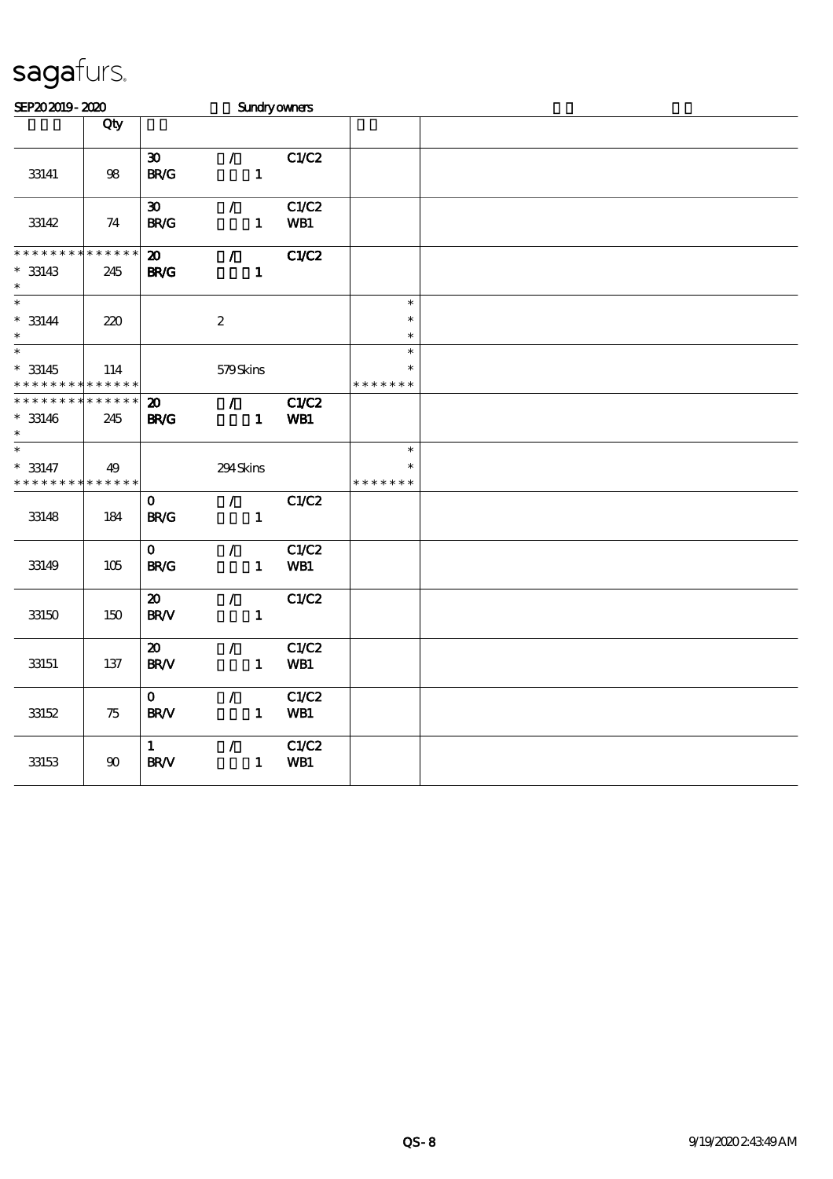# sagafurs

SEP20 2019 - 2020 Sundry owners

| | Qty | | | | | |
|---|---|---|---|---|---|---|
| 33141 | 98 | 30 BR/G | / 1 | C1/C2 | | |
| 33142 | 74 | 30 BR/G | / 1 | C1/C2 WB1 | | |
| * * * * * * * * * * * * * * 33143 * | 245 | 20 BR/G | / 1 | C1/C2 | | |
| * 33144 * | 220 | | 2 | | * * * | |
| * 33145 * * * * * * * * * * * * * * | 114 | | 579 Skins | | * * * * * * * * * * | |
| * * * * * * * * * * * * * * 33146 * | 245 | 20 BR/G | / 1 | C1/C2 WB1 | | |
| * 33147 * * * * * * * * * * * * * * | 49 | | 294 Skins | | * * * * * * * * | |
| 33148 | 184 | 0 BR/G | / 1 | C1/C2 | | |
| 33149 | 105 | 0 BR/G | / 1 | C1/C2 WB1 | | |
| 33150 | 150 | 20 BR/V | / 1 | C1/C2 | | |
| 33151 | 137 | 20 BR/V | / 1 | C1/C2 WB1 | | |
| 33152 | 75 | 0 BR/V | / 1 | C1/C2 WB1 | | |
| 33153 | 90 | 1 BR/V | / 1 | C1/C2 WB1 | | |

QS-8 9/19/2020 2:43:49 AM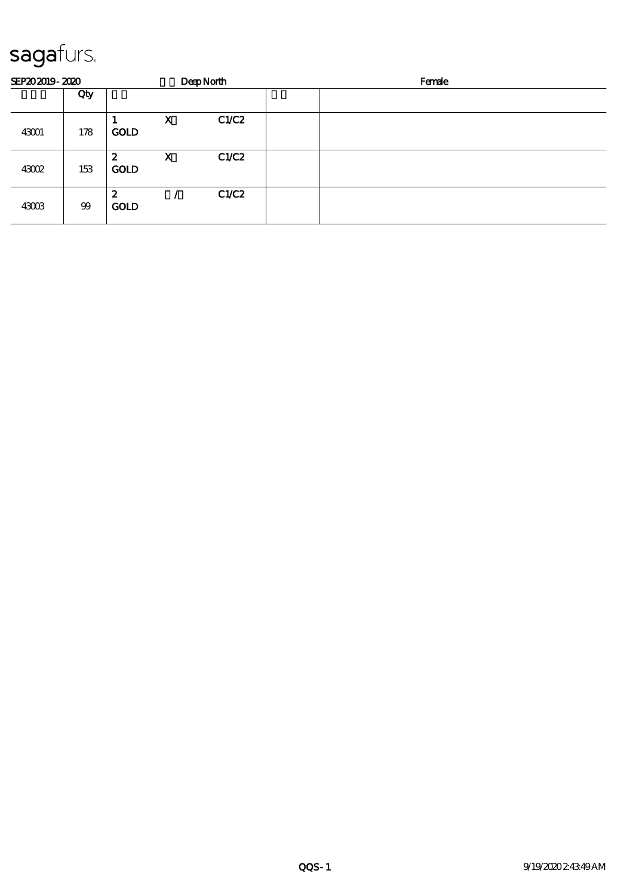# sagafurs.

SEP20 2019 - 2020 Deep North Female

| | Qty | | | | | |
|---|---|---|---|---|---|---|
| 43001 | 178 | 1 GOLD | X | C1/C2 | | |
| 43002 | 153 | 2 GOLD | X | C1/C2 | | |
| 43003 | 99 | 2 GOLD | / | C1/C2 | | |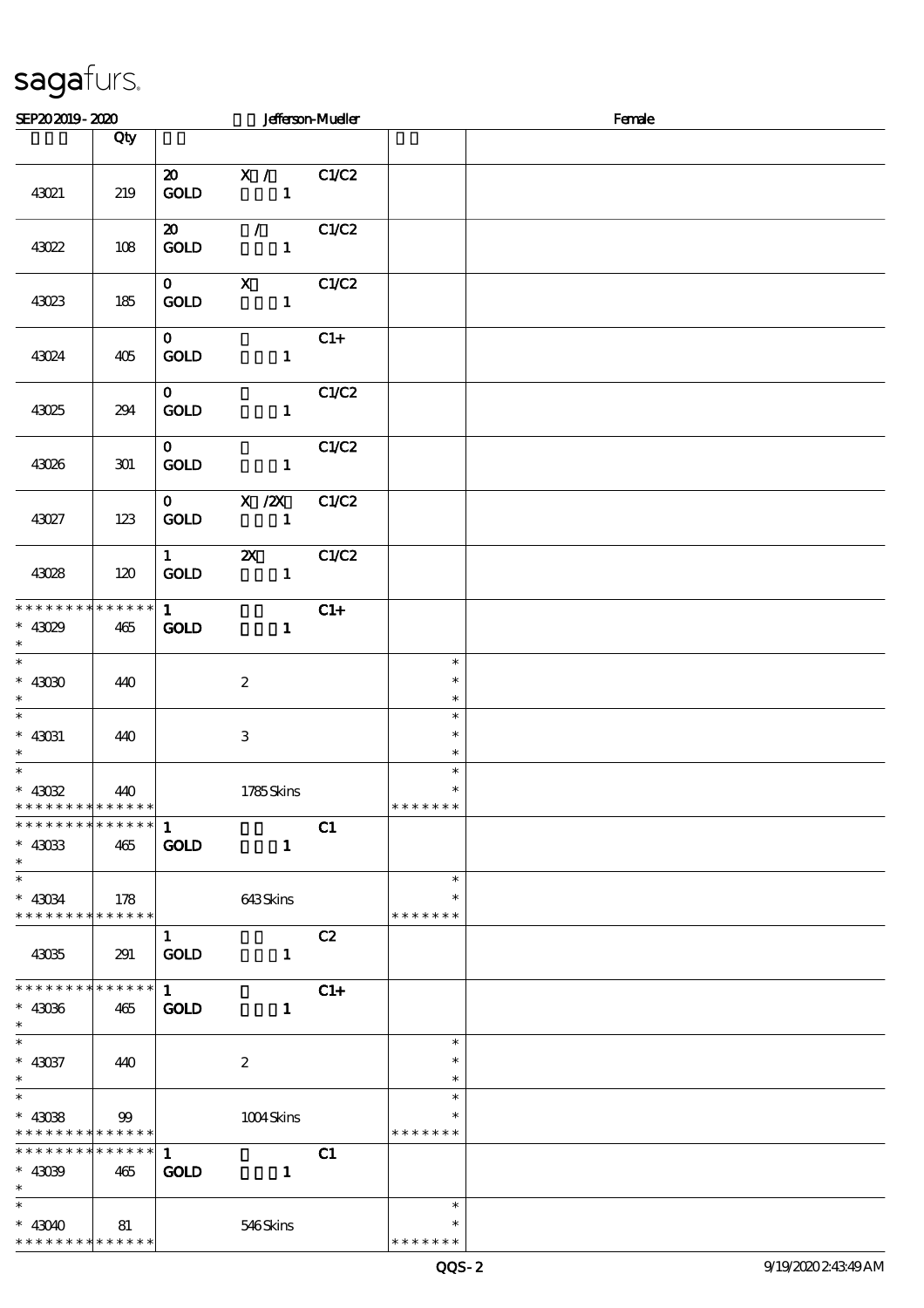sagafurs.

SEP20 2019 - 2020 Jefferson-Mueller Female

| | Qty | | | |
|---|---|---|---|---|
| 43021 | 219 | 20 GOLD X / 1 C1/C2 | | |
| 43022 | 108 | 20 GOLD / 1 C1/C2 | | |
| 43023 | 185 | 0 GOLD X 1 C1/C2 | | |
| 43024 | 405 | 0 GOLD 1 C1+ | | |
| 43025 | 294 | 0 GOLD 1 C1/C2 | | |
| 43026 | 301 | 0 GOLD 1 C1/C2 | | |
| 43027 | 123 | 0 GOLD X /2X 1 C1/C2 | | |
| 43028 | 120 | 1 GOLD 2X 1 C1/C2 | | |
| * * * * * * * * * * * * * * 43029 * | 465 | 1 GOLD 1 C1+ | | |
| * 43030 * | 440 | 2 | * * * | |
| * 43031 * | 440 | 3 | * * * | |
| * 43032 * * * * * * * * * * * * * * | 440 | 1785 Skins | * * * * * * * * * | |
| * * * * * * * * * * * * * * 43033 * | 465 | 1 GOLD 1 C1 | | |
| * 43034 * * * * * * * * * * * * * * | 178 | 643 Skins | * * * * * * * * * | |
| 43035 | 291 | 1 GOLD 1 C2 | | |
| * * * * * * * * * * * * * * 43036 * | 465 | 1 GOLD 1 C1+ | | |
| * 43037 * | 440 | 2 | * * * | |
| * 43038 * * * * * * * * * * * * * * | 99 | 1004 Skins | * * * * * * * * * | |
| * * * * * * * * * * * * * * 43039 * | 465 | 1 GOLD 1 C1 | | |
| * 43040 * * * * * * * * * * * * * * | 81 | 546 Skins | * * * * * * * * * | |

QQS - 2 9/19/2020 2:43:49 AM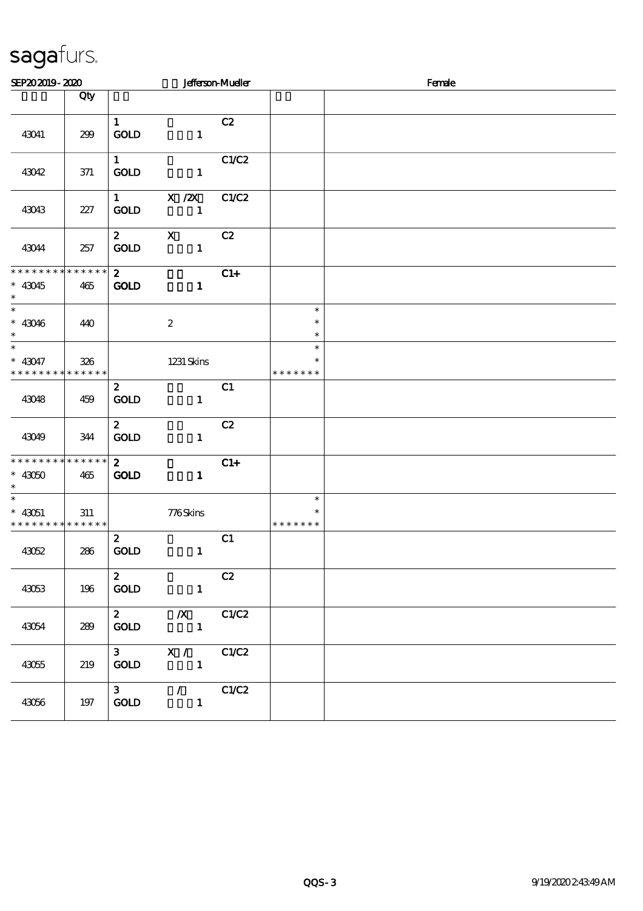# sagafurs.

SEP20 2019 - 2020 Jefferson-Mueller Female

| | Qty | | | | | |
|---|---|---|---|---|---|---|
| 43041 | 299 | 1<br>GOLD | 1 | C2 | | |
| 43042 | 371 | 1<br>GOLD | 1 | C1/C2 | | |
| 43043 | 227 | 1<br>GOLD | X /2X<br>1 | C1/C2 | | |
| 43044 | 257 | 2<br>GOLD | X<br>1 | C2 | | |
| * * * * * * * * * * * * * *<br>* 43045<br>* | 465 | 2<br>GOLD | 1 | C1+ | | |
| *<br>* 43046<br>* | 440 | | 2 | | *<br>*<br>* | |
| *<br>* 43047<br>* * * * * * * * * * * * * * | 326 | | 1231 Skins | | *<br>*<br>* * * * * * * | |
| 43048 | 459 | 2<br>GOLD | 1 | C1 | | |
| 43049 | 344 | 2<br>GOLD | 1 | C2 | | |
| * * * * * * * * * * * * * *<br>* 43050<br>* | 465 | 2<br>GOLD | 1 | C1+ | | |
| *<br>* 43051<br>* * * * * * * * * * * * * * | 311 | | 776 Skins | | *<br>*<br>* * * * * * * | |
| 43052 | 286 | 2<br>GOLD | 1 | C1 | | |
| 43053 | 196 | 2<br>GOLD | 1 | C2 | | |
| 43054 | 289 | 2<br>GOLD | /X<br>1 | C1/C2 | | |
| 43055 | 219 | 3<br>GOLD | X /<br>1 | C1/C2 | | |
| 43056 | 197 | 3<br>GOLD | /<br>1 | C1/C2 | | |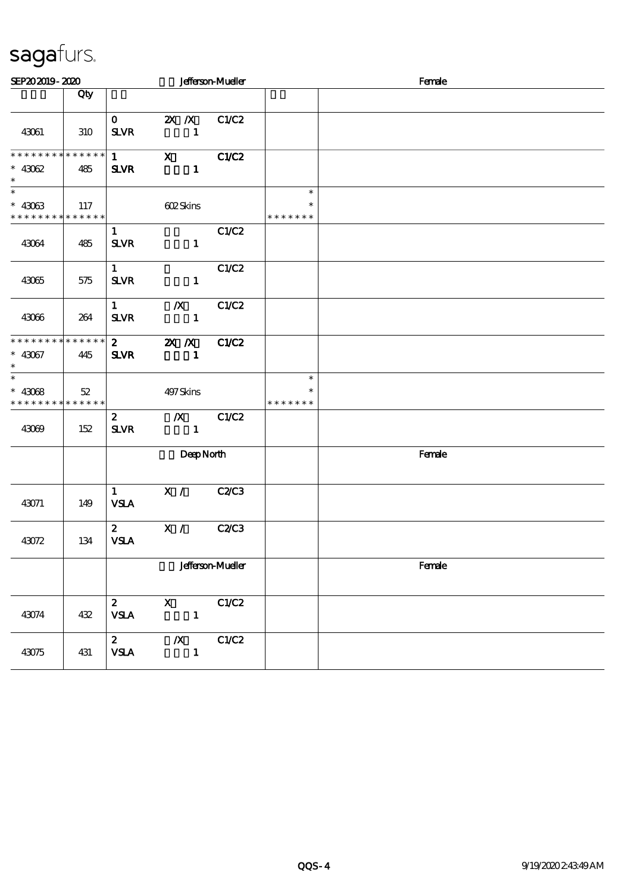sagafurs.

| SEP20 2019 - 2020 | | Jefferson-Mueller | | Female |
|---|---|---|---|---|
| | Qty | | | |
| 43061 | 310 | 0 2X /X C1/C2<br>SLVR 1 | | |
| * * * * * * * * * * * * * *<br>* 43062<br>* | 485 | 1 X C1/C2<br>SLVR 1 | | |
| *<br>* 43063<br>* * * * * * * * * * * * * * | 117 | 602 Skins | *<br>*<br>* * * * * * * | |
| 43064 | 485 | 1 C1/C2<br>SLVR 1 | | |
| 43065 | 575 | 1 C1/C2<br>SLVR 1 | | |
| 43066 | 264 | 1 /X C1/C2<br>SLVR 1 | | |
| * * * * * * * * * * * * * *<br>* 43067<br>* | 445 | 2 2X /X C1/C2<br>SLVR 1 | | |
| *<br>* 43068<br>* * * * * * * * * * * * * * | 52 | 497 Skins | *<br>*<br>* * * * * * * | |
| 43069 | 152 | 2 /X C1/C2<br>SLVR 1 | | |
| | | Deep North | | Female |
| 43071 | 149 | 1 X / C2/C3<br>VSLA | | |
| 43072 | 134 | 2 X / C2/C3<br>VSLA | | |
| | | Jefferson-Mueller | | Female |
| 43074 | 432 | 2 X C1/C2<br>VSLA 1 | | |
| 43075 | 431 | 2 /X C1/C2<br>VSLA 1 | | |

QQS-4 9/19/2020 2:43:49 AM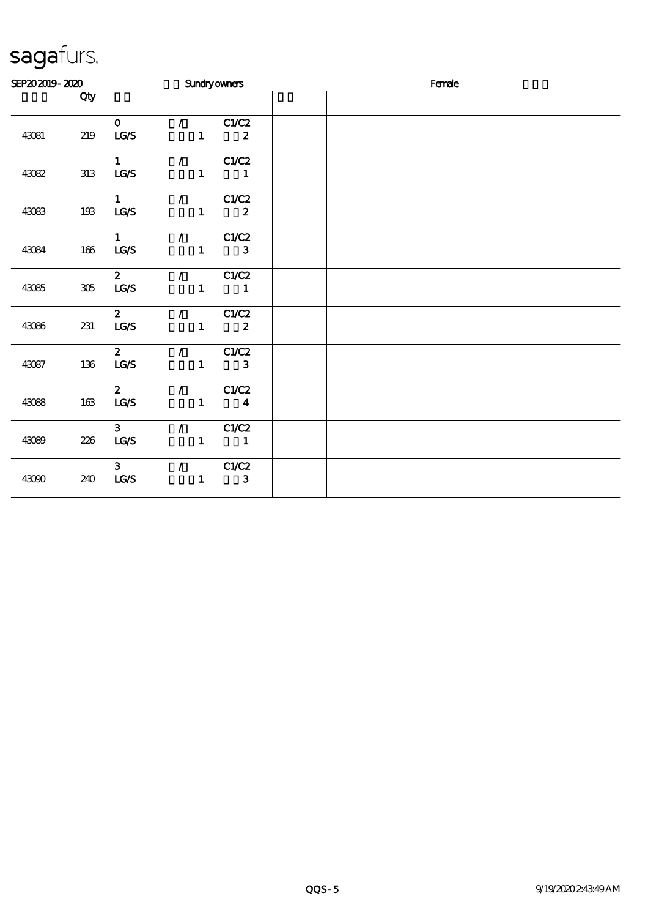# sagafurs.

SEP20 2019 - 2020　　　　Sundry owners　　　　Female

| | Qty | | | |
|---|---|---|---|---|
| 43081 | 219 | 0 / C1/C2<br>LG/S 1 2 | | |
| 43082 | 313 | 1 / C1/C2<br>LG/S 1 1 | | |
| 43083 | 193 | 1 / C1/C2<br>LG/S 1 2 | | |
| 43084 | 166 | 1 / C1/C2<br>LG/S 1 3 | | |
| 43085 | 305 | 2 / C1/C2<br>LG/S 1 1 | | |
| 43086 | 231 | 2 / C1/C2<br>LG/S 1 2 | | |
| 43087 | 136 | 2 / C1/C2<br>LG/S 1 3 | | |
| 43088 | 163 | 2 / C1/C2<br>LG/S 1 4 | | |
| 43089 | 226 | 3 / C1/C2<br>LG/S 1 1 | | |
| 43090 | 240 | 3 / C1/C2<br>LG/S 1 3 | | |

QQS-5　　　　9/19/2020 2:43:49 AM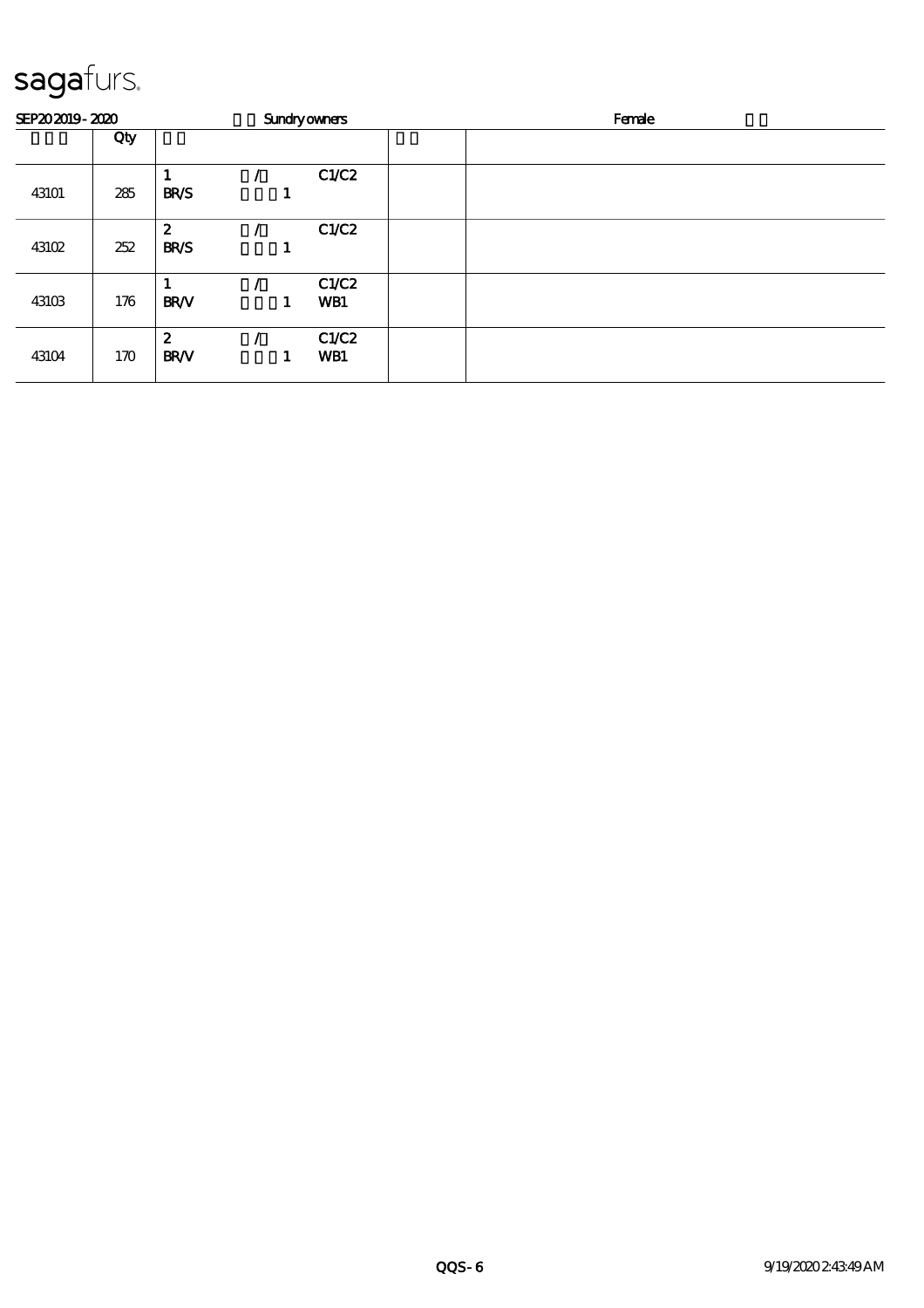# sagafurs.

SEP20 2019 - 2020 Sundry owners Female

| | Qty | | | | | |
|---|---|---|---|---|---|---|
| 43101 | 285 | 1<br>BR/S | /<br>1 | C1/C2 | | |
| 43102 | 252 | 2<br>BR/S | /<br>1 | C1/C2 | | |
| 43103 | 176 | 1<br>BR/V | /<br>1 | C1/C2<br>WB1 | | |
| 43104 | 170 | 2<br>BR/V | /<br>1 | C1/C2<br>WB1 | | |

QQS - 6 9/19/2020 2:43:49 AM